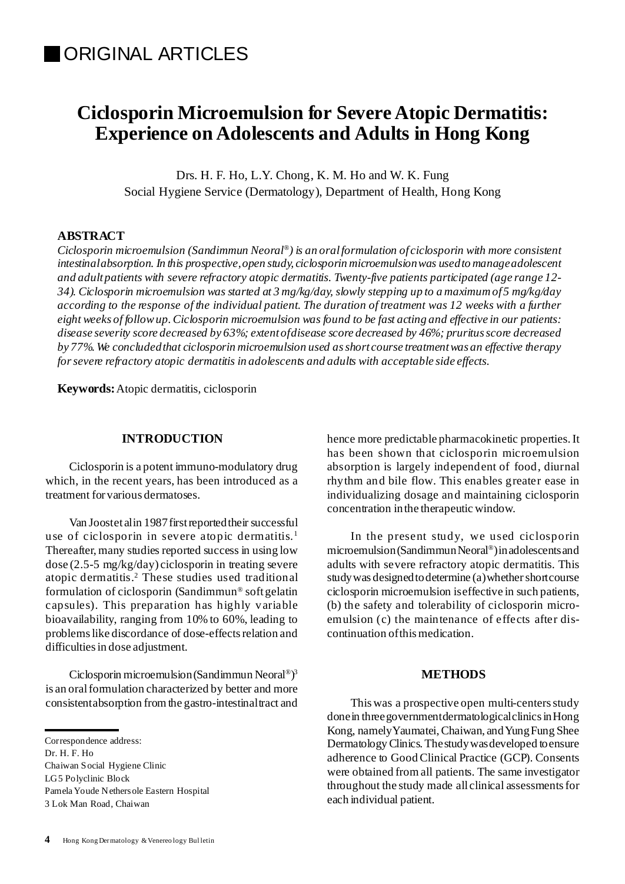# ORIGINAL ARTICLES

## Ciclosporin Microemulsion for Severe Atopic Dermatitis: Experience on Adolescents and Adults in Hong Kong

Drs. H. F. Ho, L.Y. Chong, K. M. Ho and W. K. Fung

Social Hygiene Service (Dermatology), Department of Health, Hong Kong

### ABSTRACT

*Ciclosporin microemulsion (Sandimmun Neoral®) is an oral formulation of ciclosporin with more consistent intestinal absorption. In this prospective, open study, ciclosporin microemulsion was used to manage adolescent and adult patients with severe refractory atopic dermatitis. Twenty-five patients participated (age range 12-34). Ciclosporin microemulsion was started at 3 mg/kg/day, slowly stepping up to a maximum of 5 mg/kg/day according to the response of the individual patient. The duration of treatment was 12 weeks with a further eight weeks of follow up. Ciclosporin microemulsion was found to be fast acting and effective in our patients: disease severity score decreased by 63%; extent of disease score decreased by 46%; pruritus score decreased by 77%. We concluded that ciclosporin microemulsion used as short course treatment was an effective therapy for severe refractory atopic dermatitis in adolescents and adults with acceptable side effects.*

**Keywords:** Atopic dermatitis, ciclosporin

### INTRODUCTION

Ciclosporin is a potent immuno-modulatory drug which, in the recent years, has been introduced as a treatment for various dermatoses.

Van Joost et al in 1987 first reported their successful use of ciclosporin in severe atopic dermatitis.[1] Thereafter, many studies reported success in using low dose (2.5-5 mg/kg/day) ciclosporin in treating severe atopic dermatitis.[2] These studies used traditional formulation of ciclosporin (Sandimmun® soft gelatin capsules). This preparation has highly variable bioavailability, ranging from 10% to 60%, leading to problems like discordance of dose-effects relation and difficulties in dose adjustment.

Ciclosporin microemulsion (Sandimmun Neoral®)[3] is an oral formulation characterized by better and more consistent absorption from the gastro-intestinal tract and hence more predictable pharmacokinetic properties. It has been shown that ciclosporin microemulsion absorption is largely independent of food, diurnal rhythm and bile flow. This enables greater ease in individualizing dosage and maintaining ciclosporin concentration in the therapeutic window.

In the present study, we used ciclosporin microemulsion (Sandimmun Neoral®) in adolescents and adults with severe refractory atopic dermatitis. This study was designed to determine (a) whether short course ciclosporin microemulsion is effective in such patients, (b) the safety and tolerability of ciclosporin microemulsion (c) the maintenance of effects after discontinuation of this medication.

### METHODS

This was a prospective open multi-centers study done in three government dermatological clinics in Hong Kong, namely Yaumatei, Chaiwan, and Yung Fung Shee Dermatology Clinics. The study was developed to ensure adherence to Good Clinical Practice (GCP). Consents were obtained from all patients. The same investigator throughout the study made all clinical assessments for each individual patient.

Correspondence address:
Dr. H. F. Ho
Chaiwan Social Hygiene Clinic
LG5 Polyclinic Block
Pamela Youde Nethersole Eastern Hospital
3 Lok Man Road, Chaiwan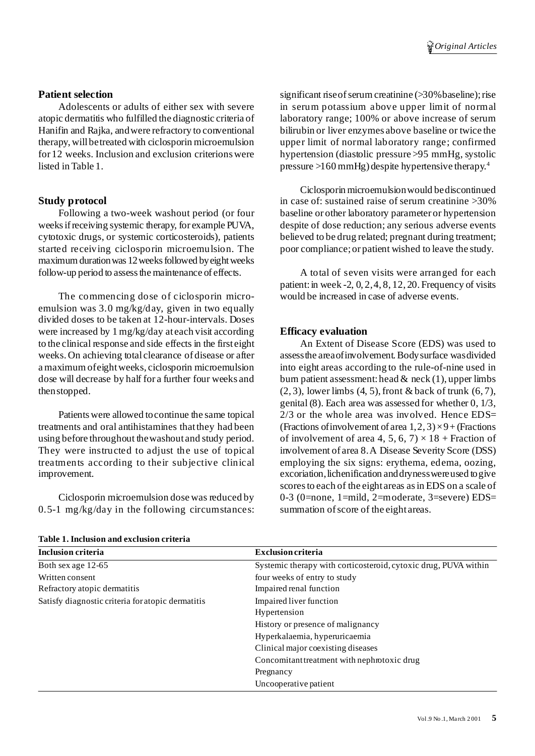## Patient selection

Adolescents or adults of either sex with severe atopic dermatitis who fulfilled the diagnostic criteria of Hanifin and Rajka, and were refractory to conventional therapy, will be treated with ciclosporin microemulsion for 12 weeks. Inclusion and exclusion criterions were listed in Table 1.

## Study protocol

Following a two-week washout period (or four weeks if receiving systemic therapy, for example PUVA, cytotoxic drugs, or systemic corticosteroids), patients started receiving ciclosporin microemulsion. The maximum duration was 12 weeks followed by eight weeks follow-up period to assess the maintenance of effects.

The commencing dose of ciclosporin microemulsion was 3.0 mg/kg/day, given in two equally divided doses to be taken at 12-hour-intervals. Doses were increased by 1 mg/kg/day at each visit according to the clinical response and side effects in the first eight weeks. On achieving total clearance of disease or after a maximum of eight weeks, ciclosporin microemulsion dose will decrease by half for a further four weeks and then stopped.

Patients were allowed to continue the same topical treatments and oral antihistamines that they had been using before throughout the washout and study period. They were instructed to adjust the use of topical treatments according to their subjective clinical improvement.

Ciclosporin microemulsion dose was reduced by 0.5-1 mg/kg/day in the following circumstances: significant rise of serum creatinine (>30% baseline); rise in serum potassium above upper limit of normal laboratory range; 100% or above increase of serum bilirubin or liver enzymes above baseline or twice the upper limit of normal laboratory range; confirmed hypertension (diastolic pressure >95 mmHg, systolic pressure >160 mmHg) despite hypertensive therapy.[4]

Ciclosporin microemulsion would be discontinued in case of: sustained raise of serum creatinine >30% baseline or other laboratory parameter or hypertension despite of dose reduction; any serious adverse events believed to be drug related; pregnant during treatment; poor compliance; or patient wished to leave the study.

A total of seven visits were arranged for each patient: in week -2, 0, 2, 4, 8, 12, 20. Frequency of visits would be increased in case of adverse events.

## Efficacy evaluation

An Extent of Disease Score (EDS) was used to assess the area of involvement. Body surface was divided into eight areas according to the rule-of-nine used in burn patient assessment: head & neck (1), upper limbs (2, 3), lower limbs (4, 5), front & back of trunk (6, 7), genital (8). Each area was assessed for whether 0, 1/3, 2/3 or the whole area was involved. Hence EDS= (Fractions of involvement of area 1, 2, 3) $\times$ 9 + (Fractions of involvement of area 4, 5, 6, 7) $\times$ 18 + Fraction of involvement of area 8. A Disease Severity Score (DSS) employing the six signs: erythema, edema, oozing, excoriation, lichenification and dryness were used to give scores to each of the eight areas as in EDS on a scale of 0-3 (0=none, 1=mild, 2=moderate, 3=severe) EDS= summation of score of the eight areas.

**Table 1. Inclusion and exclusion criteria**

| Inclusion criteria | Exclusion criteria |
|---|---|
| Both sex age 12-65 | Systemic therapy with corticosteroid, cytoxic drug, PUVA within four weeks of entry to study |
| Written consent | Impaired renal function |
| Refractory atopic dermatitis | Impaired liver function |
| Satisfy diagnostic criteria for atopic dermatitis | Hypertension |
| | History or presence of malignancy |
| | Hyperkalaemia, hyperuricaemia |
| | Clinical major coexisting diseases |
| | Concomitant treatment with nephrotoxic drug |
| | Pregnancy |
| | Uncooperative patient |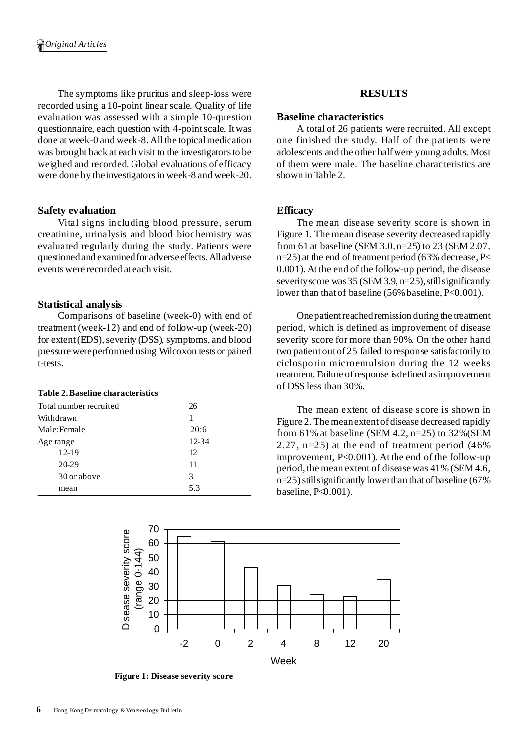The symptoms like pruritus and sleep-loss were recorded using a 10-point linear scale. Quality of life evaluation was assessed with a simple 10-question questionnaire, each question with 4-point scale. It was done at week-0 and week-8. All the topical medication was brought back at each visit to the investigators to be weighed and recorded. Global evaluations of efficacy were done by the investigators in week-8 and week-20.

### Safety evaluation

Vital signs including blood pressure, serum creatinine, urinalysis and blood biochemistry was evaluated regularly during the study. Patients were questioned and examined for adverse effects. All adverse events were recorded at each visit.

### Statistical analysis

Comparisons of baseline (week-0) with end of treatment (week-12) and end of follow-up (week-20) for extent (EDS), severity (DSS), symptoms, and blood pressure were performed using Wilcoxon tests or paired t-tests.

**Table 2. Baseline characteristics**

| | |
|---|---|
| Total number recruited | 26 |
| Withdrawn | 1 |
| Male:Female | 20:6 |
| Age range | 12-34 |
| 12-19 | 12 |
| 20-29 | 11 |
| 30 or above | 3 |
| mean | 5.3 |

## RESULTS

### Baseline characteristics

A total of 26 patients were recruited. All except one finished the study. Half of the patients were adolescents and the other half were young adults. Most of them were male. The baseline characteristics are shown in Table 2.

### Efficacy

The mean disease severity score is shown in Figure 1. The mean disease severity decreased rapidly from 61 at baseline (SEM 3.0, n=25) to 23 (SEM 2.07, n=25) at the end of treatment period (63% decrease, P< 0.001). At the end of the follow-up period, the disease severity score was 35 (SEM 3.9, n=25), still significantly lower than that of baseline (56% baseline, P<0.001).

One patient reached remission during the treatment period, which is defined as improvement of disease severity score for more than 90%. On the other hand two patient out of 25 failed to response satisfactorily to ciclosporin microemulsion during the 12 weeks treatment. Failure of response is defined as improvement of DSS less than 30%.

The mean extent of disease score is shown in Figure 2. The mean extent of disease decreased rapidly from 61% at baseline (SEM 4.2, n=25) to 32%(SEM 2.27, n=25) at the end of treatment period (46% improvement, P<0.001). At the end of the follow-up period, the mean extent of disease was 41% (SEM 4.6, n=25) still significantly lower than that of baseline (67% baseline, P<0.001).

**Figure 1: Disease severity score**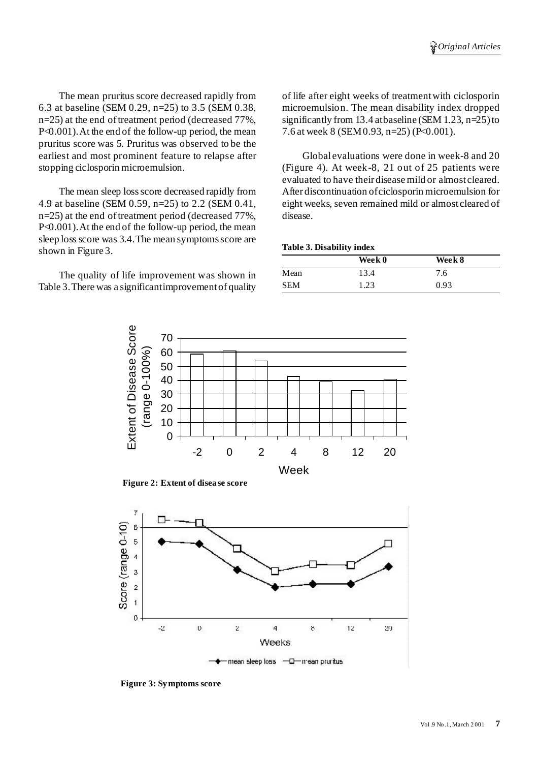The mean pruritus score decreased rapidly from 6.3 at baseline (SEM 0.29, n=25) to 3.5 (SEM 0.38, n=25) at the end of treatment period (decreased 77%, P<0.001). At the end of the follow-up period, the mean pruritus score was 5. Pruritus was observed to be the earliest and most prominent feature to relapse after stopping ciclosporin microemulsion.

The mean sleep loss score decreased rapidly from 4.9 at baseline (SEM 0.59, n=25) to 2.2 (SEM 0.41, n=25) at the end of treatment period (decreased 77%, P<0.001). At the end of the follow-up period, the mean sleep loss score was 3.4. The mean symptoms score are shown in Figure 3.

The quality of life improvement was shown in Table 3. There was a significant improvement of quality of life after eight weeks of treatment with ciclosporin microemulsion. The mean disability index dropped significantly from 13.4 at baseline (SEM 1.23, n=25) to 7.6 at week 8 (SEM 0.93, n=25) (P<0.001).

Global evaluations were done in week-8 and 20 (Figure 4). At week-8, 21 out of 25 patients were evaluated to have their disease mild or almost cleared. After discontinuation of ciclosporin microemulsion for eight weeks, seven remained mild or almost cleared of disease.

**Table 3. Disability index**

| | Week 0 | Week 8 |
|---|---|---|
| Mean | 13.4 | 7.6 |
| SEM | 1.23 | 0.93 |

**Figure 2: Extent of disease score**

**Figure 3: Symptoms score**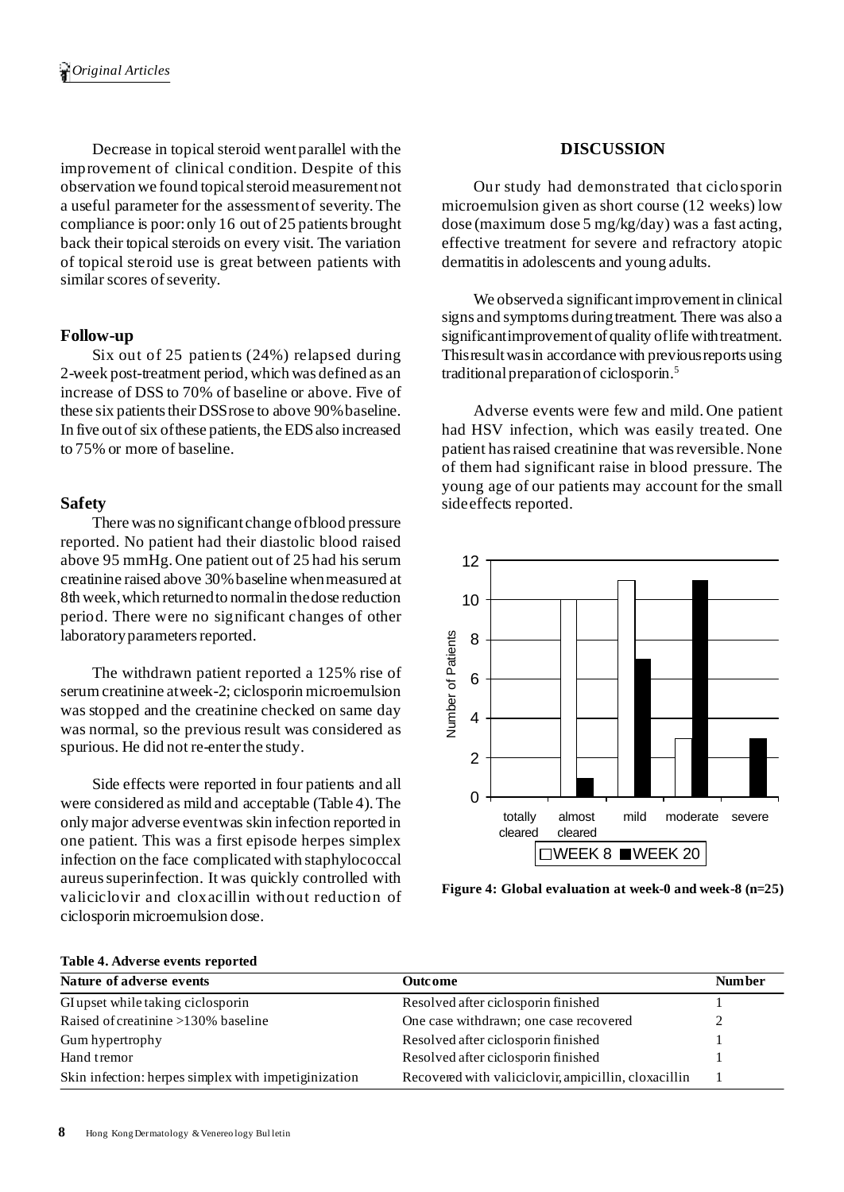Decrease in topical steroid went parallel with the improvement of clinical condition. Despite of this observation we found topical steroid measurement not a useful parameter for the assessment of severity. The compliance is poor: only 16 out of 25 patients brought back their topical steroids on every visit. The variation of topical steroid use is great between patients with similar scores of severity.

### Follow-up

Six out of 25 patients (24%) relapsed during 2-week post-treatment period, which was defined as an increase of DSS to 70% of baseline or above. Five of these six patients their DSS rose to above 90% baseline. In five out of six of these patients, the EDS also increased to 75% or more of baseline.

### Safety

There was no significant change of blood pressure reported. No patient had their diastolic blood raised above 95 mmHg. One patient out of 25 had his serum creatinine raised above 30% baseline when measured at 8th week, which returned to normal in the dose reduction period. There were no significant changes of other laboratory parameters reported.

The withdrawn patient reported a 125% rise of serum creatinine at week-2; ciclosporin microemulsion was stopped and the creatinine checked on same day was normal, so the previous result was considered as spurious. He did not re-enter the study.

Side effects were reported in four patients and all were considered as mild and acceptable (Table 4). The only major adverse event was skin infection reported in one patient. This was a first episode herpes simplex infection on the face complicated with staphylococcal aureus superinfection. It was quickly controlled with valiciclovir and cloxacillin without reduction of ciclosporin microemulsion dose.

## DISCUSSION

Our study had demonstrated that ciclosporin microemulsion given as short course (12 weeks) low dose (maximum dose 5 mg/kg/day) was a fast acting, effective treatment for severe and refractory atopic dermatitis in adolescents and young adults.

We observed a significant improvement in clinical signs and symptoms during treatment. There was also a significant improvement of quality of life with treatment. This result was in accordance with previous reports using traditional preparation of ciclosporin.[5]

Adverse events were few and mild. One patient had HSV infection, which was easily treated. One patient has raised creatinine that was reversible. None of them had significant raise in blood pressure. The young age of our patients may account for the small side effects reported.

| Global evaluation | WEEK 8 | WEEK 20 |
|---|---|---|
| totally cleared | 0 | 0 |
| almost cleared | 10 | 1 |
| mild | 11 | 7 |
| moderate | 3 | 11 |
| severe | 0 | 3 |

**Figure 4: Global evaluation at week-0 and week-8 (n=25)**

**Table 4. Adverse events reported**

| Nature of adverse events | Outcome | Number |
|---|---|---|
| GI upset while taking ciclosporin | Resolved after ciclosporin finished | 1 |
| Raised of creatinine >130% baseline | One case withdrawn; one case recovered | 2 |
| Gum hypertrophy | Resolved after ciclosporin finished | 1 |
| Hand tremor | Resolved after ciclosporin finished | 1 |
| Skin infection: herpes simplex with impetiginization | Recovered with valiciclovir, ampicillin, cloxacillin | 1 |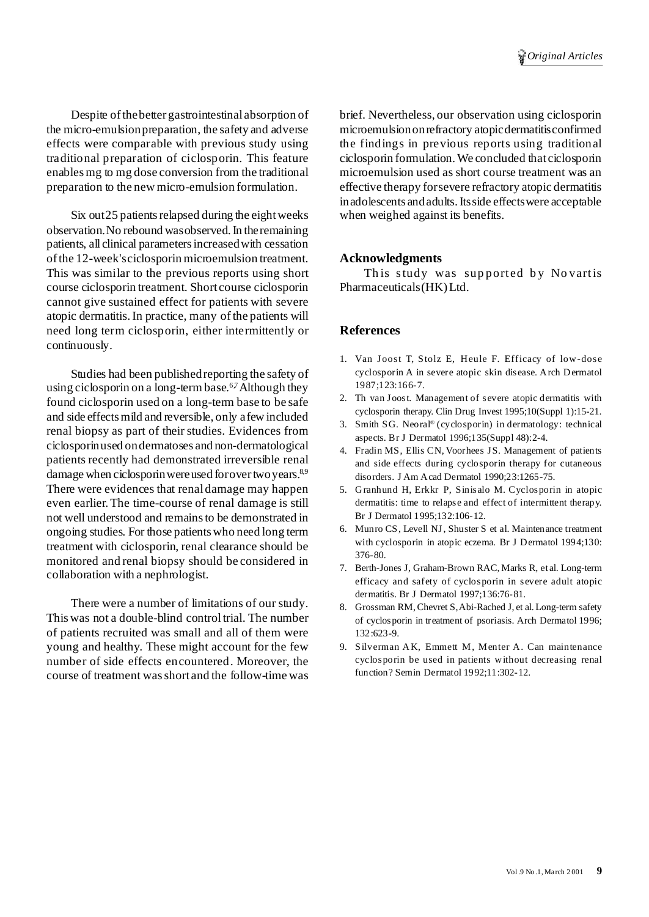Despite of the better gastrointestinal absorption of the micro-emulsion preparation, the safety and adverse effects were comparable with previous study using traditional preparation of ciclosporin. This feature enables mg to mg dose conversion from the traditional preparation to the new micro-emulsion formulation.

Six out 25 patients relapsed during the eight weeks observation. No rebound was observed. In the remaining patients, all clinical parameters increased with cessation of the 12-week's ciclosporin microemulsion treatment. This was similar to the previous reports using short course ciclosporin treatment. Short course ciclosporin cannot give sustained effect for patients with severe atopic dermatitis. In practice, many of the patients will need long term ciclosporin, either intermittently or continuously.

Studies had been published reporting the safety of using ciclosporin on a long-term base.[6,7] Although they found ciclosporin used on a long-term base to be safe and side effects mild and reversible, only a few included renal biopsy as part of their studies. Evidences from ciclosporin used on dermatoses and non-dermatological patients recently had demonstrated irreversible renal damage when ciclosporin were used for over two years.[8,9] There were evidences that renal damage may happen even earlier. The time-course of renal damage is still not well understood and remains to be demonstrated in ongoing studies. For those patients who need long term treatment with ciclosporin, renal clearance should be monitored and renal biopsy should be considered in collaboration with a nephrologist.

There were a number of limitations of our study. This was not a double-blind control trial. The number of patients recruited was small and all of them were young and healthy. These might account for the few number of side effects encountered. Moreover, the course of treatment was short and the follow-time was brief. Nevertheless, our observation using ciclosporin microemulsion on refractory atopic dermatitis confirmed the findings in previous reports using traditional ciclosporin formulation. We concluded that ciclosporin microemulsion used as short course treatment was an effective therapy for severe refractory atopic dermatitis in adolescents and adults. Its side effects were acceptable when weighed against its benefits.

## Acknowledgments

This study was supported by Novartis Pharmaceuticals (HK) Ltd.

## References

1. Van Joost T, Stolz E, Heule F. Efficacy of low-dose cyclosporin A in severe atopic skin disease. Arch Dermatol 1987;123:166-7.
2. Th van Joost. Management of severe atopic dermatitis with cyclosporin therapy. Clin Drug Invest 1995;10(Suppl 1):15-21.
3. Smith SG. Neoral® (cyclosporin) in dermatology: technical aspects. Br J Dermatol 1996;135(Suppl 48):2-4.
4. Fradin MS, Ellis CN, Voorhees JS. Management of patients and side effects during cyclosporin therapy for cutaneous disorders. J Am Acad Dermatol 1990;23:1265-75.
5. Granhund H, Erkkr P, Sinisalo M. Cyclosporin in atopic dermatitis: time to relapse and effect of intermittent therapy. Br J Dermatol 1995;132:106-12.
6. Munro CS, Levell NJ, Shuster S et al. Maintenance treatment with cyclosporin in atopic eczema. Br J Dermatol 1994;130: 376-80.
7. Berth-Jones J, Graham-Brown RAC, Marks R, et al. Long-term efficacy and safety of cyclosporin in severe adult atopic dermatitis. Br J Dermatol 1997;136:76-81.
8. Grossman RM, Chevret S, Abi-Rached J, et al. Long-term safety of cyclosporin in treatment of psoriasis. Arch Dermatol 1996; 132:623-9.
9. Silverman AK, Emmett M, Menter A. Can maintenance cyclosporin be used in patients without decreasing renal function? Semin Dermatol 1992;11:302-12.